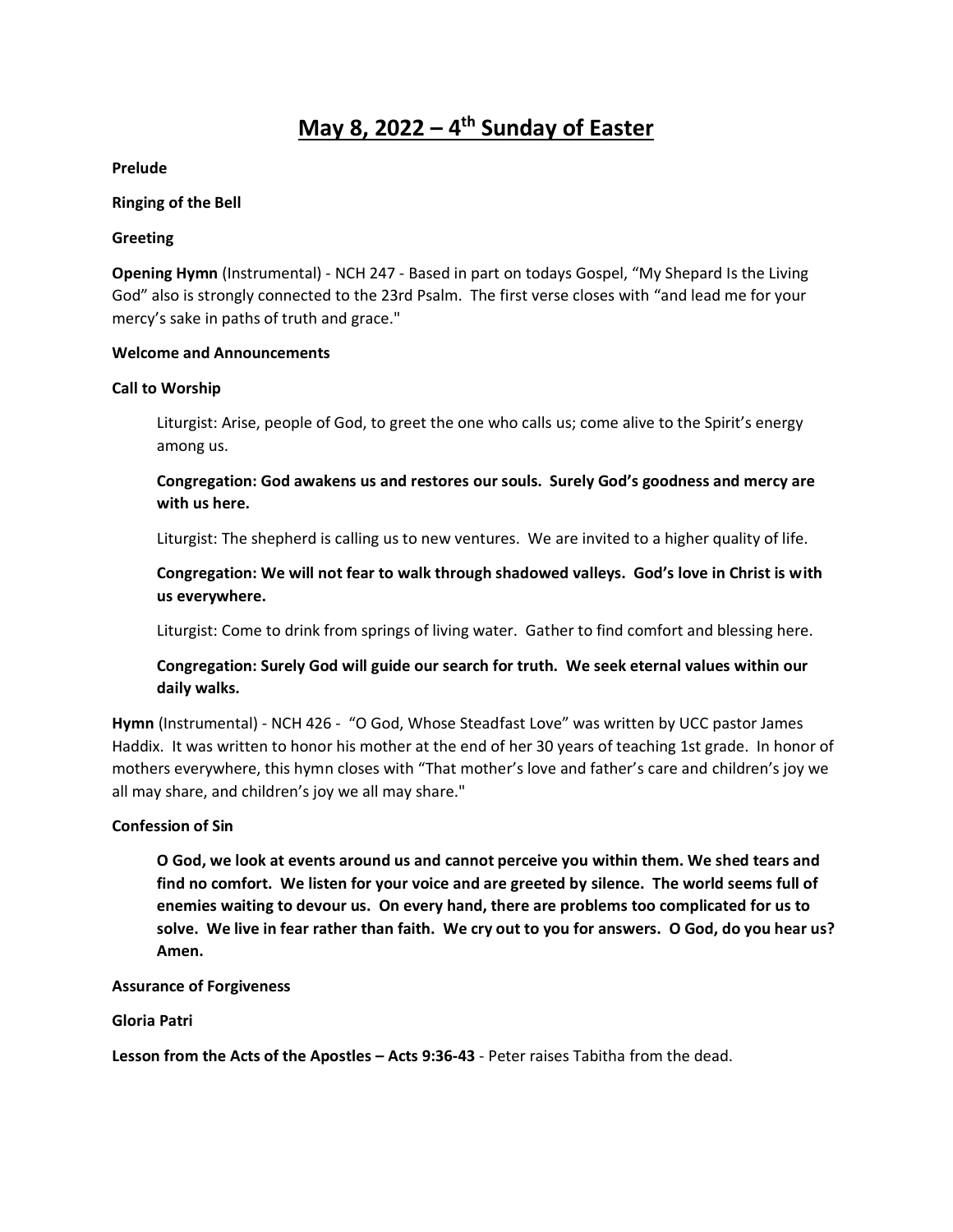# May 8, 2022 – 4th Sunday of Easter

**Prelude**

**Ringing of the Bell**

**Greeting**

**Opening Hymn** (Instrumental) - NCH 247 - Based in part on todays Gospel, "My Shepard Is the Living God" also is strongly connected to the 23rd Psalm. The first verse closes with "and lead me for your mercy's sake in paths of truth and grace."

**Welcome and Announcements**

**Call to Worship**

> Liturgist: Arise, people of God, to greet the one who calls us; come alive to the Spirit's energy among us.
>
> **Congregation: God awakens us and restores our souls. Surely God's goodness and mercy are with us here.**
>
> Liturgist: The shepherd is calling us to new ventures. We are invited to a higher quality of life.
>
> **Congregation: We will not fear to walk through shadowed valleys. God's love in Christ is with us everywhere.**
>
> Liturgist: Come to drink from springs of living water. Gather to find comfort and blessing here.
>
> **Congregation: Surely God will guide our search for truth. We seek eternal values within our daily walks.**

**Hymn** (Instrumental) - NCH 426 - "O God, Whose Steadfast Love" was written by UCC pastor James Haddix. It was written to honor his mother at the end of her 30 years of teaching 1st grade. In honor of mothers everywhere, this hymn closes with "That mother's love and father's care and children's joy we all may share, and children's joy we all may share."

**Confession of Sin**

> **O God, we look at events around us and cannot perceive you within them. We shed tears and find no comfort. We listen for your voice and are greeted by silence. The world seems full of enemies waiting to devour us. On every hand, there are problems too complicated for us to solve. We live in fear rather than faith. We cry out to you for answers. O God, do you hear us? Amen.**

**Assurance of Forgiveness**

**Gloria Patri**

**Lesson from the Acts of the Apostles – Acts 9:36-43** - Peter raises Tabitha from the dead.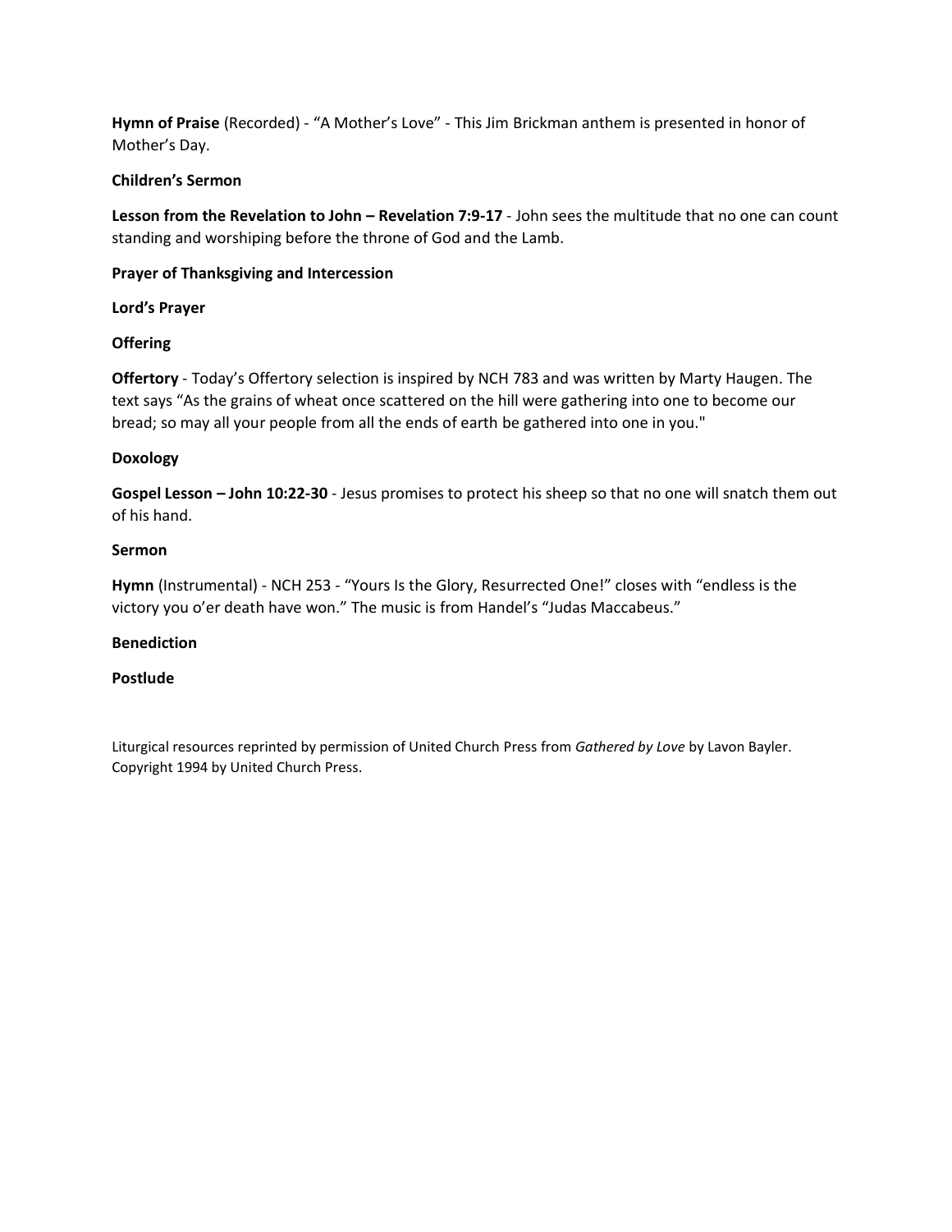**Hymn of Praise** (Recorded) - “A Mother’s Love” - This Jim Brickman anthem is presented in honor of Mother’s Day.

**Children’s Sermon**

**Lesson from the Revelation to John – Revelation 7:9-17** - John sees the multitude that no one can count standing and worshiping before the throne of God and the Lamb.

**Prayer of Thanksgiving and Intercession**

**Lord’s Prayer**

**Offering**

**Offertory** - Today’s Offertory selection is inspired by NCH 783 and was written by Marty Haugen. The text says “As the grains of wheat once scattered on the hill were gathering into one to become our bread; so may all your people from all the ends of earth be gathered into one in you."

**Doxology**

**Gospel Lesson – John 10:22-30** - Jesus promises to protect his sheep so that no one will snatch them out of his hand.

**Sermon**

**Hymn** (Instrumental) - NCH 253 - “Yours Is the Glory, Resurrected One!” closes with “endless is the victory you o’er death have won.” The music is from Handel’s “Judas Maccabeus.”

**Benediction**

**Postlude**

Liturgical resources reprinted by permission of United Church Press from *Gathered by Love* by Lavon Bayler. Copyright 1994 by United Church Press.